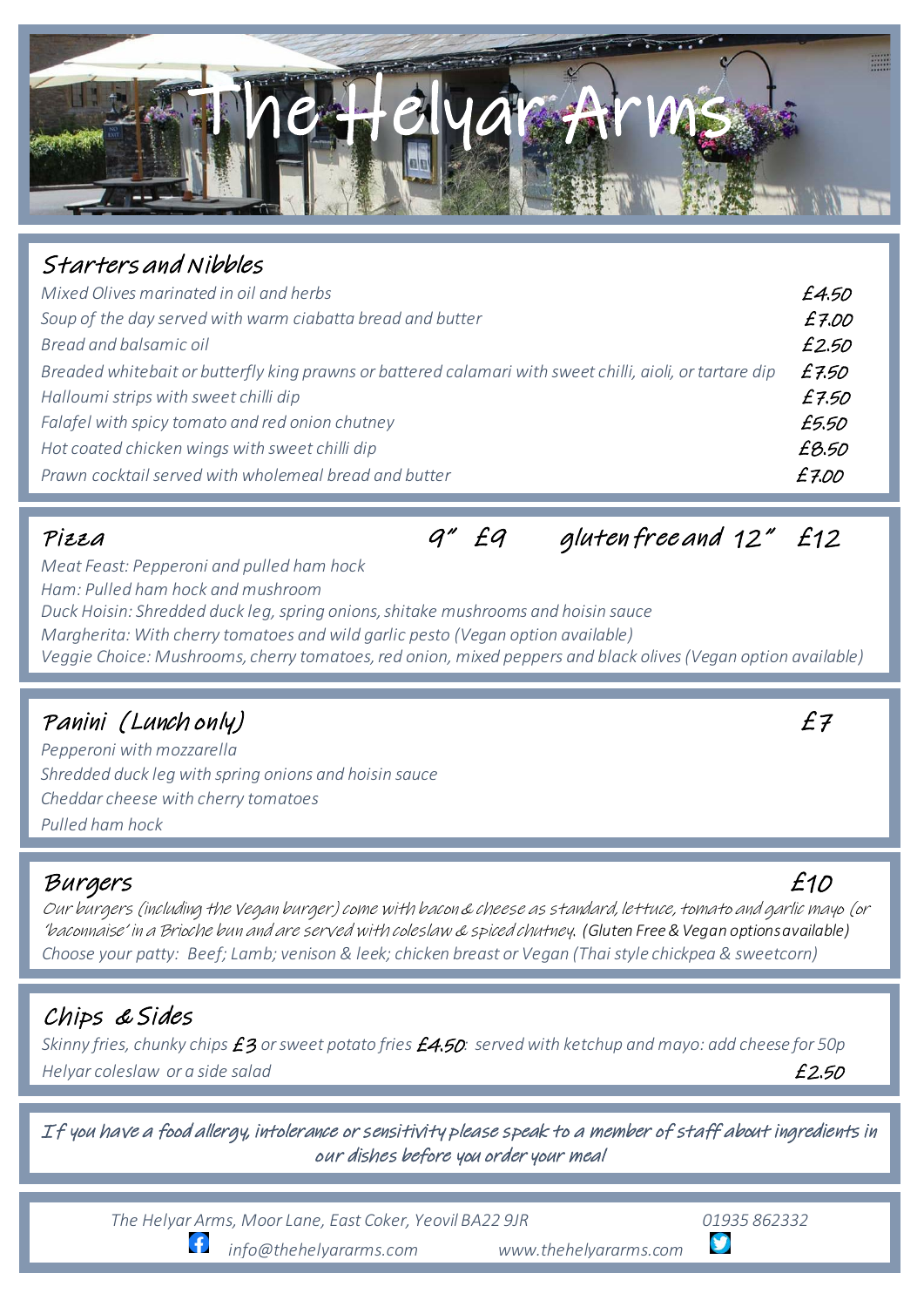# The Helyar Arms

## Starters and Nibbles

| | |
|---|---|
| *Mixed Olives marinated in oil and herbs* | £4.50 |
| *Soup of the day served with warm ciabatta bread and butter* | £7.00 |
| *Bread and balsamic oil* | £2.50 |
| *Breaded whitebait or butterfly king prawns or battered calamari with sweet chilli, aioli, or tartare dip* | £7.50 |
| *Halloumi strips with sweet chilli dip* | £7.50 |
| *Falafel with spicy tomato and red onion chutney* | £5.50 |
| *Hot coated chicken wings with sweet chilli dip* | £8.50 |
| *Prawn cocktail served with wholemeal bread and butter* | £7.00 |

## Pizza 9" £9 gluten free and 12" £12

*Meat Feast: Pepperoni and pulled ham hock*
*Ham: Pulled ham hock and mushroom*
*Duck Hoisin: Shredded duck leg, spring onions, shitake mushrooms and hoisin sauce*
*Margherita: With cherry tomatoes and wild garlic pesto (Vegan option available)*
*Veggie Choice: Mushrooms, cherry tomatoes, red onion, mixed peppers and black olives (Vegan option available)*

## Panini (Lunch only) £7

*Pepperoni with mozzarella*
*Shredded duck leg with spring onions and hoisin sauce*
*Cheddar cheese with cherry tomatoes*
*Pulled ham hock*

## Burgers £10

*Our burgers (including the Vegan burger) come with bacon & cheese as standard, lettuce, tomato and garlic mayo (or 'baconnaise' in a Brioche bun and are served with coleslaw & spiced chutney. (Gluten Free & Vegan options available)*
*Choose your patty: Beef; Lamb; venison & leek; chicken breast or Vegan (Thai style chickpea & sweetcorn)*

## Chips & Sides

*Skinny fries, chunky chips* **£3** *or sweet potato fries* **£4.50**: *served with ketchup and mayo: add cheese for 50p*
*Helyar coleslaw or a side salad* £2.50

*If you have a food allergy, intolerance or sensitivity please speak to a member of staff about ingredients in our dishes before you order your meal*

*The Helyar Arms, Moor Lane, East Coker, Yeovil BA22 9JR* *01935 862332*
*info@thehelyararms.com* *www.thehelyararms.com*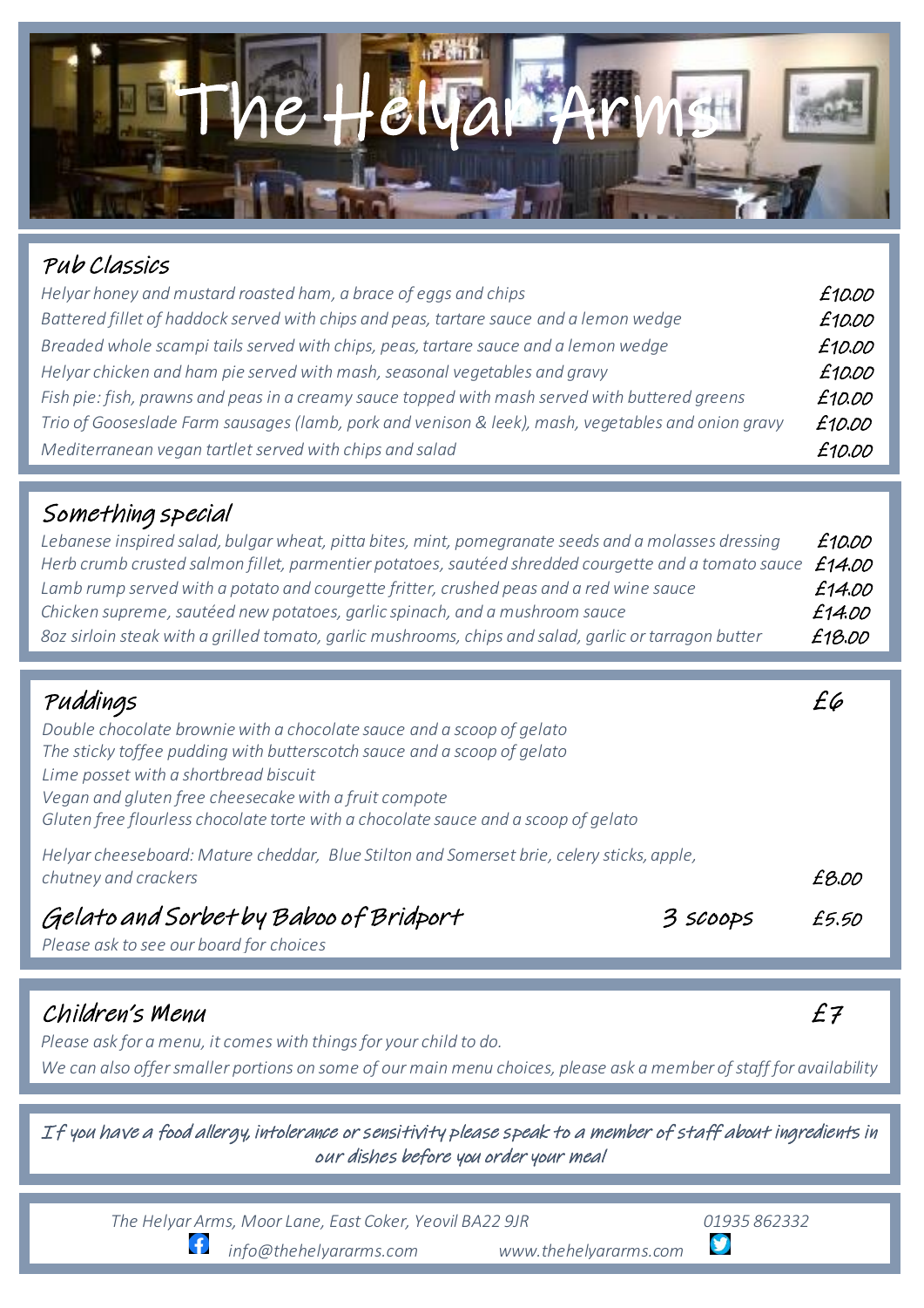# The Helyar Arms

## Pub Classics

| | |
|---|---|
| *Helyar honey and mustard roasted ham, a brace of eggs and chips* | £10.00 |
| *Battered fillet of haddock served with chips and peas, tartare sauce and a lemon wedge* | £10.00 |
| *Breaded whole scampi tails served with chips, peas, tartare sauce and a lemon wedge* | £10.00 |
| *Helyar chicken and ham pie served with mash, seasonal vegetables and gravy* | £10.00 |
| *Fish pie: fish, prawns and peas in a creamy sauce topped with mash served with buttered greens* | £10.00 |
| *Trio of Gooseslade Farm sausages (lamb, pork and venison & leek), mash, vegetables and onion gravy* | £10.00 |
| *Mediterranean vegan tartlet served with chips and salad* | £10.00 |

## Something special

| | |
|---|---|
| *Lebanese inspired salad, bulgar wheat, pitta bites, mint, pomegranate seeds and a molasses dressing* | £10.00 |
| *Herb crumb crusted salmon fillet, parmentier potatoes, sautéed shredded courgette and a tomato sauce* | £14.00 |
| *Lamb rump served with a potato and courgette fritter, crushed peas and a red wine sauce* | £14.00 |
| *Chicken supreme, sautéed new potatoes, garlic spinach, and a mushroom sauce* | £14.00 |
| *8oz sirloin steak with a grilled tomato, garlic mushrooms, chips and salad, garlic or tarragon butter* | £18.00 |

## Puddings £6

*Double chocolate brownie with a chocolate sauce and a scoop of gelato*
*The sticky toffee pudding with butterscotch sauce and a scoop of gelato*
*Lime posset with a shortbread biscuit*
*Vegan and gluten free cheesecake with a fruit compote*
*Gluten free flourless chocolate torte with a chocolate sauce and a scoop of gelato*

*Helyar cheeseboard: Mature cheddar, Blue Stilton and Somerset brie, celery sticks, apple, chutney and crackers* £8.00

## Gelato and Sorbet by Baboo of Bridport — 3 scoops £5.50

*Please ask to see our board for choices*

## Children's Menu £7

*Please ask for a menu, it comes with things for your child to do.*
*We can also offer smaller portions on some of our main menu choices, please ask a member of staff for availability*

*If you have a food allergy, intolerance or sensitivity please speak to a member of staff about ingredients in our dishes before you order your meal*

*The Helyar Arms, Moor Lane, East Coker, Yeovil BA22 9JR* *01935 862332*
*info@thehelyararms.com* *www.thehelyararms.com*